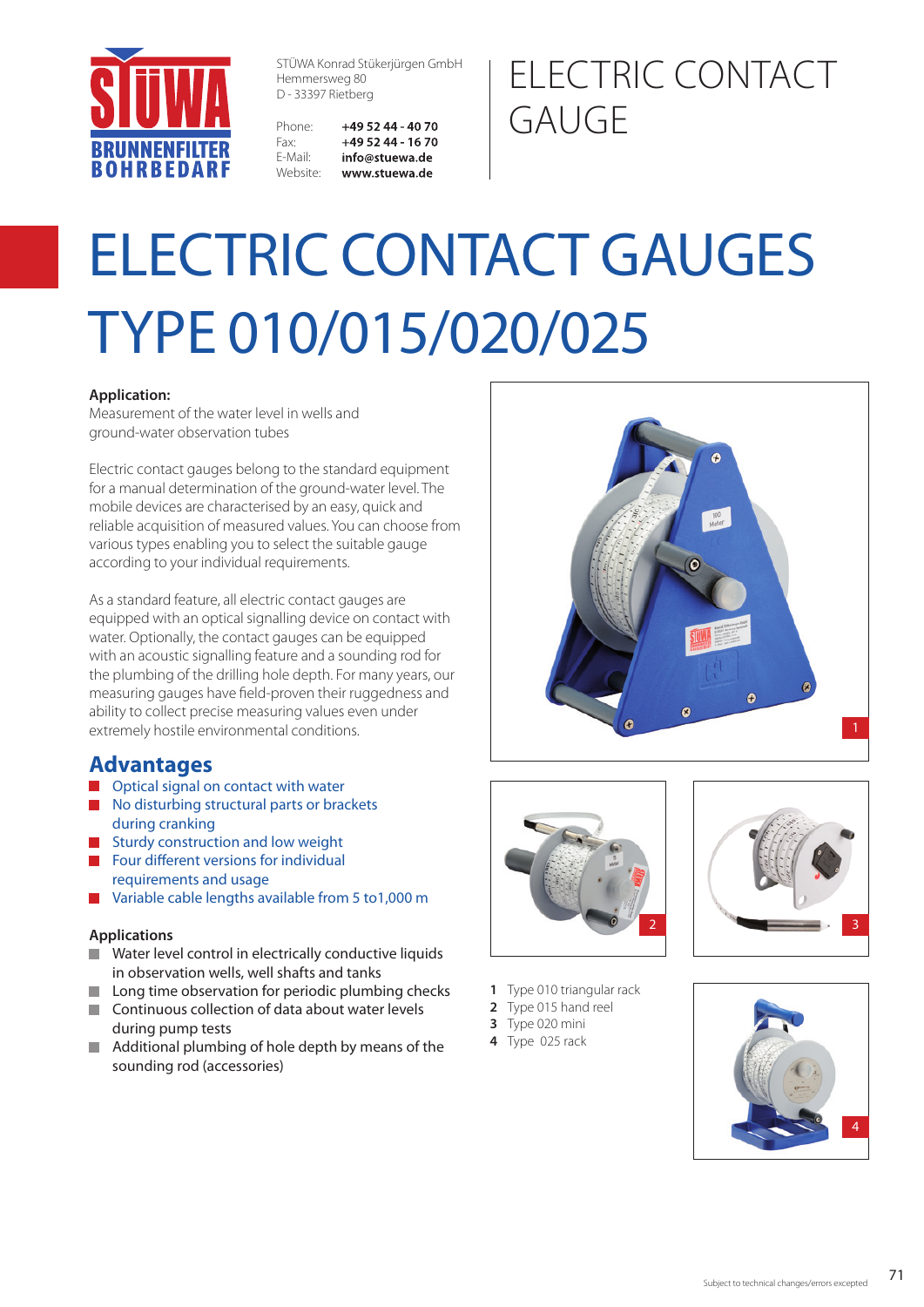STÜWA Konrad Stükerjürgen GmbH
Hemmersweg 80
D - 33397 Rietberg

Phone: **+49 52 44 - 40 70**
Fax: **+49 52 44 - 16 70**
E-Mail: **info@stuewa.de**
Website: **www.stuewa.de**

ELECTRIC CONTACT GAUGE

# ELECTRIC CONTACT GAUGES TYPE 010/015/020/025

**Application:**
Measurement of the water level in wells and ground-water observation tubes

Electric contact gauges belong to the standard equipment for a manual determination of the ground-water level. The mobile devices are characterised by an easy, quick and reliable acquisition of measured values. You can choose from various types enabling you to select the suitable gauge according to your individual requirements.

As a standard feature, all electric contact gauges are equipped with an optical signalling device on contact with water. Optionally, the contact gauges can be equipped with an acoustic signalling feature and a sounding rod for the plumbing of the drilling hole depth. For many years, our measuring gauges have field-proven their ruggedness and ability to collect precise measuring values even under extremely hostile environmental conditions.

## Advantages

- Optical signal on contact with water
- No disturbing structural parts or brackets during cranking
- Sturdy construction and low weight
- Four different versions for individual requirements and usage
- Variable cable lengths available from 5 to1,000 m

### Applications

- Water level control in electrically conductive liquids in observation wells, well shafts and tanks
- Long time observation for periodic plumbing checks
- Continuous collection of data about water levels during pump tests
- Additional plumbing of hole depth by means of the sounding rod (accessories)

**1** Type 010 triangular rack
**2** Type 015 hand reel
**3** Type 020 mini
**4** Type 025 rack

Subject to technical changes/errors excepted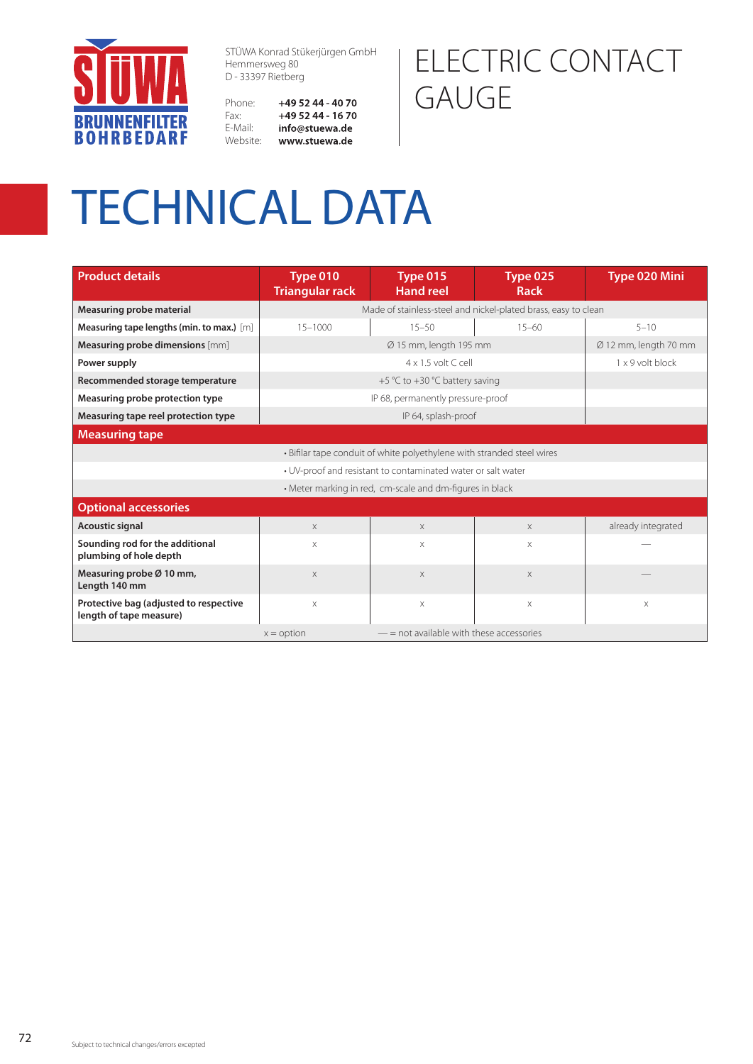STÜWA Konrad Stükerjürgen GmbH
Hemmersweg 80
D - 33397 Rietberg

Phone: **+49 52 44 - 40 70**
Fax: **+49 52 44 - 16 70**
E-Mail: **info@stuewa.de**
Website: **www.stuewa.de**

# ELECTRIC CONTACT GAUGE

# TECHNICAL DATA

| Product details | Type 010 Triangular rack | Type 015 Hand reel | Type 025 Rack | Type 020 Mini |
|---|---|---|---|---|
| **Measuring probe material** | Made of stainless-steel and nickel-plated brass, easy to clean | | | |
| **Measuring tape lengths (min. to max.)** [m] | 15–1000 | 15–50 | 15–60 | 5–10 |
| **Measuring probe dimensions** [mm] | Ø 15 mm, length 195 mm | | | Ø 12 mm, length 70 mm |
| **Power supply** | 4 x 1.5 volt C cell | | | 1 x 9 volt block |
| **Recommended storage temperature** | +5 °C to +30 °C battery saving | | | |
| **Measuring probe protection type** | IP 68, permanently pressure-proof | | | |
| **Measuring tape reel protection type** | IP 64, splash-proof | | | |
| **Measuring tape** | | | | |
| • Bifilar tape conduit of white polyethylene with stranded steel wires | | | | |
| • UV-proof and resistant to contaminated water or salt water | | | | |
| • Meter marking in red, cm-scale and dm-figures in black | | | | |
| **Optional accessories** | | | | |
| **Acoustic signal** | x | x | x | already integrated |
| **Sounding rod for the additional plumbing of hole depth** | x | x | x | — |
| **Measuring probe Ø 10 mm, Length 140 mm** | x | x | x | — |
| **Protective bag (adjusted to respective length of tape measure)** | x | x | x | x |
| x = option | — = not available with these accessories | | | |

Subject to technical changes/errors excepted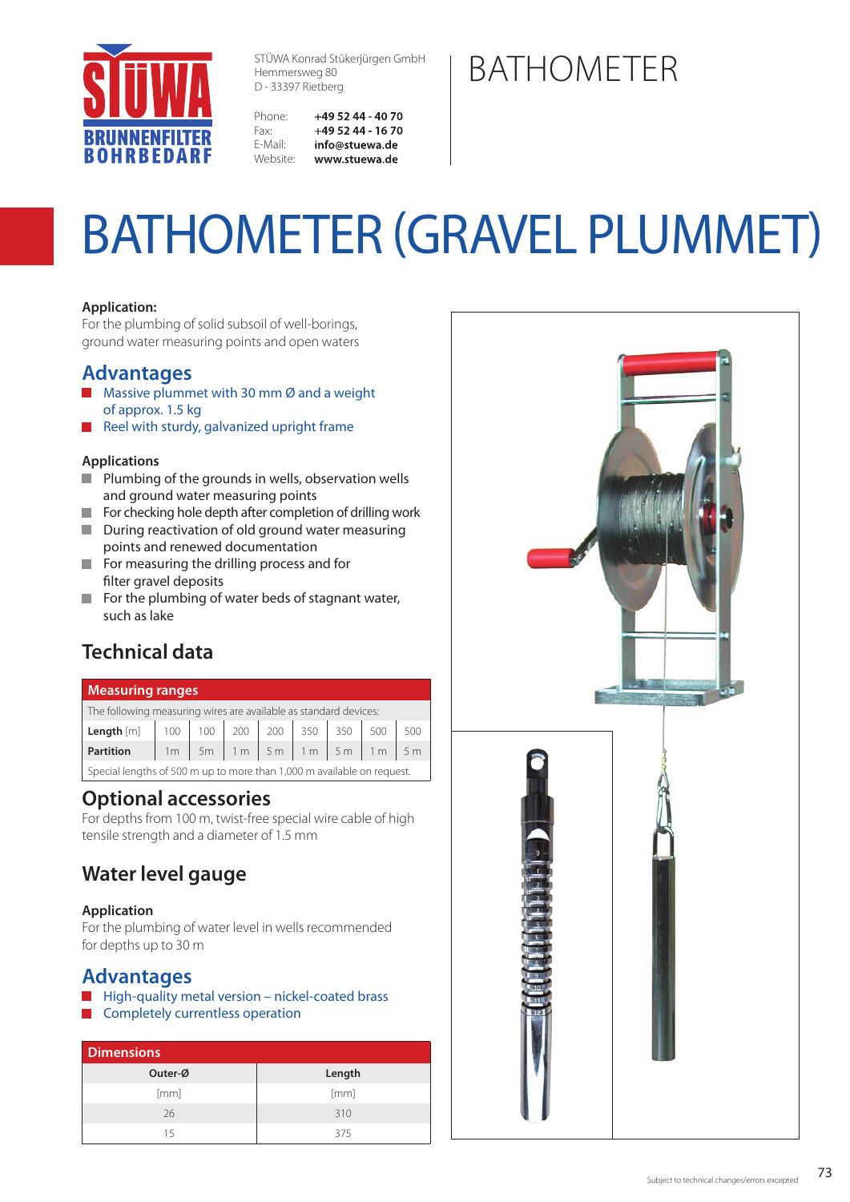STÜWA
BRUNNENFILTER
BOHRBEDARF

STÜWA Konrad Stükerjürgen GmbH
Hemmersweg 80
D - 33397 Rietberg

Phone: **+49 52 44 - 40 70**
Fax: **+49 52 44 - 16 70**
E-Mail: **info@stuewa.de**
Website: **www.stuewa.de**

BATHOMETER

# BATHOMETER (GRAVEL PLUMMET)

**Application:**
For the plumbing of solid subsoil of well-borings, ground water measuring points and open waters

## Advantages

- Massive plummet with 30 mm Ø and a weight of approx. 1.5 kg
- Reel with sturdy, galvanized upright frame

### Applications

- Plumbing of the grounds in wells, observation wells and ground water measuring points
- For checking hole depth after completion of drilling work
- During reactivation of old ground water measuring points and renewed documentation
- For measuring the drilling process and for filter gravel deposits
- For the plumbing of water beds of stagnant water, such as lake

## Technical data

| Measuring ranges | | | | | | | | |
|---|---|---|---|---|---|---|---|---|
| The following measuring wires are available as standard devices: | | | | | | | | |
| **Length** [m] | 100 | 100 | 200 | 200 | 350 | 350 | 500 | 500 |
| **Partition** | 1 m | 5m | 1 m | 5 m | 1 m | 5 m | 1 m | 5 m |
| Special lengths of 500 m up to more than 1,000 m available on request. | | | | | | | | |

## Optional accessories

For depths from 100 m, twist-free special wire cable of high tensile strength and a diameter of 1.5 mm

## Water level gauge

**Application**
For the plumbing of water level in wells recommended for depths up to 30 m

## Advantages

- High-quality metal version – nickel-coated brass
- Completely currentless operation

| Dimensions | |
|---|---|
| **Outer-Ø** | **Length** |
| [mm] | [mm] |
| 26 | 310 |
| 15 | 375 |

Subject to technical changes/errors excepted